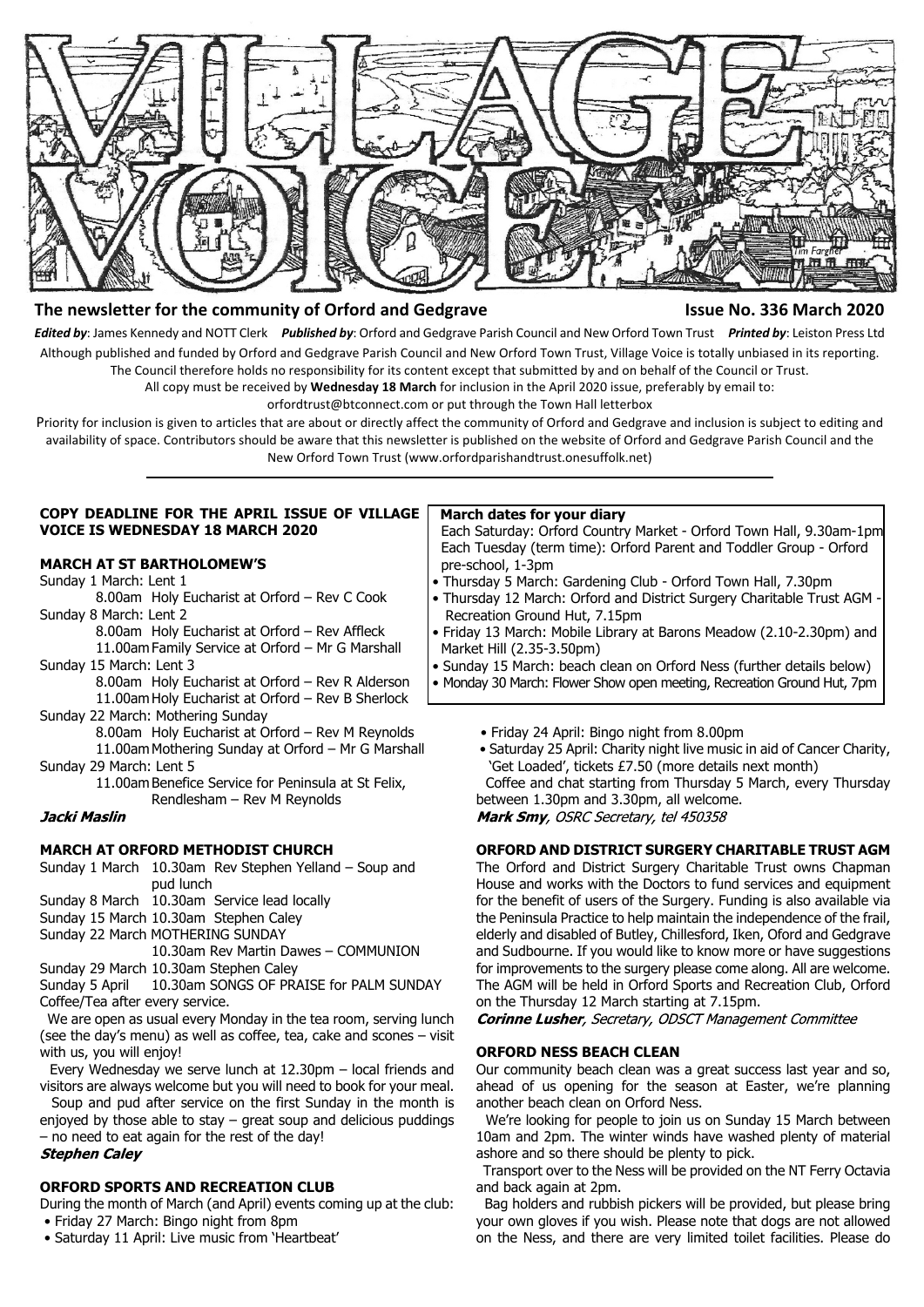# VILLAGE VOICE

**The newsletter for the community of Orford and Gedgrave** **Issue No. 336 March 2020**

***Edited by***: James Kennedy and NOTT Clerk ***Published by***: Orford and Gedgrave Parish Council and New Orford Town Trust ***Printed by***: Leiston Press Ltd

Although published and funded by Orford and Gedgrave Parish Council and New Orford Town Trust, Village Voice is totally unbiased in its reporting. The Council therefore holds no responsibility for its content except that submitted by and on behalf of the Council or Trust.

All copy must be received by **Wednesday 18 March** for inclusion in the April 2020 issue, preferably by email to: orfordtrust@btconnect.com or put through the Town Hall letterbox

Priority for inclusion is given to articles that are about or directly affect the community of Orford and Gedgrave and inclusion is subject to editing and availability of space. Contributors should be aware that this newsletter is published on the website of Orford and Gedgrave Parish Council and the New Orford Town Trust (www.orfordparishandtrust.onesuffolk.net)

---

**COPY DEADLINE FOR THE APRIL ISSUE OF VILLAGE VOICE IS WEDNESDAY 18 MARCH 2020**

## MARCH AT ST BARTHOLOMEW'S

Sunday 1 March: Lent 1
- 8.00am Holy Eucharist at Orford – Rev C Cook

Sunday 8 March: Lent 2
- 8.00am Holy Eucharist at Orford – Rev Affleck
- 11.00am Family Service at Orford – Mr G Marshall

Sunday 15 March: Lent 3
- 8.00am Holy Eucharist at Orford – Rev R Alderson
- 11.00am Holy Eucharist at Orford – Rev B Sherlock

Sunday 22 March: Mothering Sunday
- 8.00am Holy Eucharist at Orford – Rev M Reynolds
- 11.00am Mothering Sunday at Orford – Mr G Marshall

Sunday 29 March: Lent 5
- 11.00am Benefice Service for Peninsula at St Felix, Rendlesham – Rev M Reynolds

***Jacki Maslin***

## MARCH AT ORFORD METHODIST CHURCH

Sunday 1 March 10.30am Rev Stephen Yelland – Soup and pud lunch
Sunday 8 March 10.30am Service lead locally
Sunday 15 March 10.30am Stephen Caley
Sunday 22 March MOTHERING SUNDAY
10.30am Rev Martin Dawes – COMMUNION
Sunday 29 March 10.30am Stephen Caley
Sunday 5 April 10.30am SONGS OF PRAISE for PALM SUNDAY
Coffee/Tea after every service.

We are open as usual every Monday in the tea room, serving lunch (see the day's menu) as well as coffee, tea, cake and scones – visit with us, you will enjoy!

Every Wednesday we serve lunch at 12.30pm – local friends and visitors are always welcome but you will need to book for your meal.

Soup and pud after service on the first Sunday in the month is enjoyed by those able to stay – great soup and delicious puddings – no need to eat again for the rest of the day!

***Stephen Caley***

## ORFORD SPORTS AND RECREATION CLUB

During the month of March (and April) events coming up at the club:
- Friday 27 March: Bingo night from 8pm
- Saturday 11 April: Live music from 'Heartbeat'
- Friday 24 April: Bingo night from 8.00pm
- Saturday 25 April: Charity night live music in aid of Cancer Charity, 'Get Loaded', tickets £7.50 (more details next month)

Coffee and chat starting from Thursday 5 March, every Thursday between 1.30pm and 3.30pm, all welcome.

***Mark Smy**, OSRC Secretary, tel 450358*

**March dates for your diary**

Each Saturday: Orford Country Market - Orford Town Hall, 9.30am-1pm
Each Tuesday (term time): Orford Parent and Toddler Group - Orford pre-school, 1-3pm
- Thursday 5 March: Gardening Club - Orford Town Hall, 7.30pm
- Thursday 12 March: Orford and District Surgery Charitable Trust AGM - Recreation Ground Hut, 7.15pm
- Friday 13 March: Mobile Library at Barons Meadow (2.10-2.30pm) and Market Hill (2.35-3.50pm)
- Sunday 15 March: beach clean on Orford Ness (further details below)
- Monday 30 March: Flower Show open meeting, Recreation Ground Hut, 7pm

## ORFORD AND DISTRICT SURGERY CHARITABLE TRUST AGM

The Orford and District Surgery Charitable Trust owns Chapman House and works with the Doctors to fund services and equipment for the benefit of users of the Surgery. Funding is also available via the Peninsula Practice to help maintain the independence of the frail, elderly and disabled of Butley, Chillesford, Iken, Oford and Gedgrave and Sudbourne. If you would like to know more or have suggestions for improvements to the surgery please come along. All are welcome. The AGM will be held in Orford Sports and Recreation Club, Orford on the Thursday 12 March starting at 7.15pm.

***Corinne Lusher**, Secretary, ODSCT Management Committee*

## ORFORD NESS BEACH CLEAN

Our community beach clean was a great success last year and so, ahead of us opening for the season at Easter, we're planning another beach clean on Orford Ness.

We're looking for people to join us on Sunday 15 March between 10am and 2pm. The winter winds have washed plenty of material ashore and so there should be plenty to pick.

Transport over to the Ness will be provided on the NT Ferry Octavia and back again at 2pm.

Bag holders and rubbish pickers will be provided, but please bring your own gloves if you wish. Please note that dogs are not allowed on the Ness, and there are very limited toilet facilities. Please do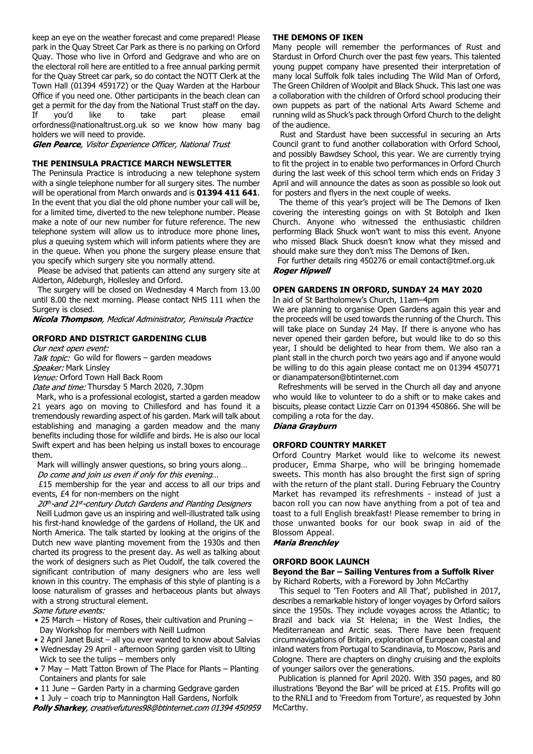keep an eye on the weather forecast and come prepared! Please park in the Quay Street Car Park as there is no parking on Orford Quay. Those who live in Orford and Gedgrave and who are on the electoral roll here are entitled to a free annual parking permit for the Quay Street car park, so do contact the NOTT Clerk at the Town Hall (01394 459172) or the Quay Warden at the Harbour Office if you need one. Other participants in the beach clean can get a permit for the day from the National Trust staff on the day. If you'd like to take part please email orfordness@nationaltrust.org.uk so we know how many bag holders we will need to provide.

***Glen Pearce**, Visitor Experience Officer, National Trust*

## THE PENINSULA PRACTICE MARCH NEWSLETTER

The Peninsula Practice is introducing a new telephone system with a single telephone number for all surgery sites. The number will be operational from March onwards and is **01394 411 641**. In the event that you dial the old phone number your call will be, for a limited time, diverted to the new telephone number. Please make a note of our new number for future reference. The new telephone system will allow us to introduce more phone lines, plus a queuing system which will inform patients where they are in the queue. When you phone the surgery please ensure that you specify which surgery site you normally attend.

Please be advised that patients can attend any surgery site at Alderton, Aldeburgh, Hollesley and Orford.

The surgery will be closed on Wednesday 4 March from 13.00 until 8.00 the next morning. Please contact NHS 111 when the Surgery is closed.

***Nicola Thompson**, Medical Administrator, Peninsula Practice*

## ORFORD AND DISTRICT GARDENING CLUB

*Our next open event:*

*Talk topic:* Go wild for flowers – garden meadows

*Speaker:* Mark Linsley

*Venue:* Orford Town Hall Back Room

*Date and time:* Thursday 5 March 2020, 7.30pm

Mark, who is a professional ecologist, started a garden meadow 21 years ago on moving to Chillesford and has found it a tremendously rewarding aspect of his garden. Mark will talk about establishing and managing a garden meadow and the many benefits including those for wildlife and birds. He is also our local Swift expert and has been helping us install boxes to encourage them.

Mark will willingly answer questions, so bring yours along…

*Do come and join us even if only for this evening…*

£15 membership for the year and access to all our trips and events, £4 for non-members on the night

*20th-and 21st-century Dutch Gardens and Planting Designers*

Neill Ludmon gave us an inspiring and well-illustrated talk using his first-hand knowledge of the gardens of Holland, the UK and North America. The talk started by looking at the origins of the Dutch new wave planting movement from the 1930s and then charted its progress to the present day. As well as talking about the work of designers such as Piet Oudolf, the talk covered the significant contribution of many designers who are less well known in this country. The emphasis of this style of planting is a loose naturalism of grasses and herbaceous plants but always with a strong structural element.

*Some future events:*

- 25 March – History of Roses, their cultivation and Pruning – Day Workshop for members with Neill Ludmon
- 2 April Janet Buist – all you ever wanted to know about Salvias
- Wednesday 29 April - afternoon Spring garden visit to Ulting Wick to see the tulips – members only
- 7 May – Matt Tatton Brown of The Place for Plants – Planting Containers and plants for sale
- 11 June – Garden Party in a charming Gedgrave garden
- 1 July – coach trip to Mannington Hall Gardens, Norfolk

***Polly Sharkey**, creativefutures98@btinternet.com 01394 450959*

## THE DEMONS OF IKEN

Many people will remember the performances of Rust and Stardust in Orford Church over the past few years. This talented young puppet company have presented their interpretation of many local Suffolk folk tales including The Wild Man of Orford, The Green Children of Woolpit and Black Shuck. This last one was a collaboration with the children of Orford school producing their own puppets as part of the national Arts Award Scheme and running wild as Shuck's pack through Orford Church to the delight of the audience.

Rust and Stardust have been successful in securing an Arts Council grant to fund another collaboration with Orford School, and possibly Bawdsey School, this year. We are currently trying to fit the project in to enable two performances in Orford Church during the last week of this school term which ends on Friday 3 April and will announce the dates as soon as possible so look out for posters and flyers in the next couple of weeks.

The theme of this year's project will be The Demons of Iken covering the interesting goings on with St Botolph and Iken Church. Anyone who witnessed the enthusiastic children performing Black Shuck won't want to miss this event. Anyone who missed Black Shuck doesn't know what they missed and should make sure they don't miss The Demons of Iken.

For further details ring 450276 or email contact@tmef.org.uk

***Roger Hipwell***

## OPEN GARDENS IN ORFORD, SUNDAY 24 MAY 2020

In aid of St Bartholomew's Church, 11am–4pm

We are planning to organise Open Gardens again this year and the proceeds will be used towards the running of the Church. This will take place on Sunday 24 May. If there is anyone who has never opened their garden before, but would like to do so this year, I should be delighted to hear from them. We also ran a plant stall in the church porch two years ago and if anyone would be willing to do this again please contact me on 01394 450771 or dianampaterson@btinternet.com

Refreshments will be served in the Church all day and anyone who would like to volunteer to do a shift or to make cakes and biscuits, please contact Lizzie Carr on 01394 450866. She will be compiling a rota for the day.

***Diana Grayburn***

## ORFORD COUNTRY MARKET

Orford Country Market would like to welcome its newest producer, Emma Sharpe, who will be bringing homemade sweets. This month has also brought the first sign of spring with the return of the plant stall. During February the Country Market has revamped its refreshments - instead of just a bacon roll you can now have anything from a pot of tea and toast to a full English breakfast! Please remember to bring in those unwanted books for our book swap in aid of the Blossom Appeal.

***Maria Brenchley***

## ORFORD BOOK LAUNCH

**Beyond the Bar – Sailing Ventures from a Suffolk River**

by Richard Roberts, with a Foreword by John McCarthy

This sequel to 'Ten Footers and All That', published in 2017, describes a remarkable history of longer voyages by Orford sailors since the 1950s. They include voyages across the Atlantic; to Brazil and back via St Helena; in the West Indies, the Mediterranean and Arctic seas. There have been frequent circumnavigations of Britain, exploration of European coastal and inland waters from Portugal to Scandinavia, to Moscow, Paris and Cologne. There are chapters on dinghy cruising and the exploits of younger sailors over the generations.

Publication is planned for April 2020. With 350 pages, and 80 illustrations 'Beyond the Bar' will be priced at £15. Profits will go to the RNLI and to 'Freedom from Torture', as requested by John McCarthy.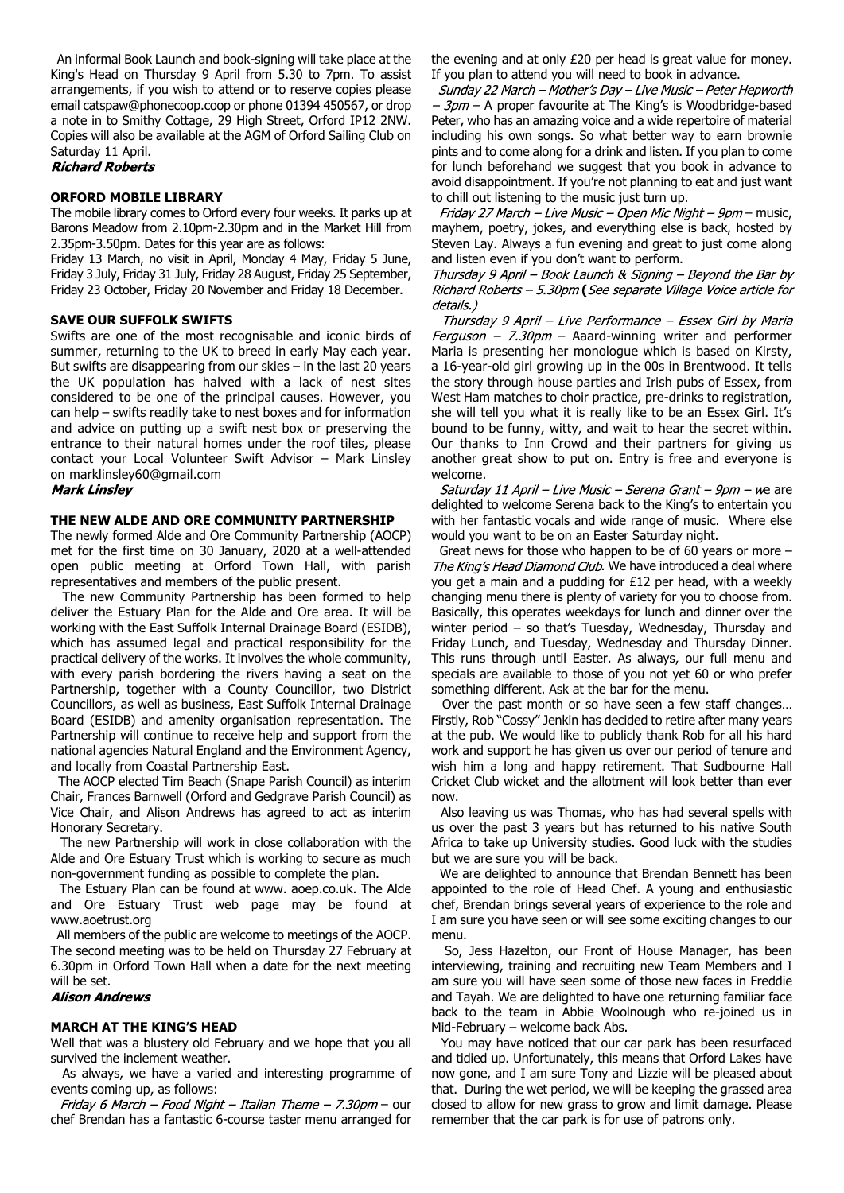An informal Book Launch and book-signing will take place at the King's Head on Thursday 9 April from 5.30 to 7pm. To assist arrangements, if you wish to attend or to reserve copies please email catspaw@phonecoop.coop or phone 01394 450567, or drop a note in to Smithy Cottage, 29 High Street, Orford IP12 2NW. Copies will also be available at the AGM of Orford Sailing Club on Saturday 11 April.

***Richard Roberts***

**ORFORD MOBILE LIBRARY**

The mobile library comes to Orford every four weeks. It parks up at Barons Meadow from 2.10pm-2.30pm and in the Market Hill from 2.35pm-3.50pm. Dates for this year are as follows:

Friday 13 March, no visit in April, Monday 4 May, Friday 5 June, Friday 3 July, Friday 31 July, Friday 28 August, Friday 25 September, Friday 23 October, Friday 20 November and Friday 18 December.

**SAVE OUR SUFFOLK SWIFTS**

Swifts are one of the most recognisable and iconic birds of summer, returning to the UK to breed in early May each year. But swifts are disappearing from our skies – in the last 20 years the UK population has halved with a lack of nest sites considered to be one of the principal causes. However, you can help – swifts readily take to nest boxes and for information and advice on putting up a swift nest box or preserving the entrance to their natural homes under the roof tiles, please contact your Local Volunteer Swift Advisor – Mark Linsley on marklinsley60@gmail.com

***Mark Linsley***

**THE NEW ALDE AND ORE COMMUNITY PARTNERSHIP**

The newly formed Alde and Ore Community Partnership (AOCP) met for the first time on 30 January, 2020 at a well-attended open public meeting at Orford Town Hall, with parish representatives and members of the public present.

The new Community Partnership has been formed to help deliver the Estuary Plan for the Alde and Ore area. It will be working with the East Suffolk Internal Drainage Board (ESIDB), which has assumed legal and practical responsibility for the practical delivery of the works. It involves the whole community, with every parish bordering the rivers having a seat on the Partnership, together with a County Councillor, two District Councillors, as well as business, East Suffolk Internal Drainage Board (ESIDB) and amenity organisation representation. The Partnership will continue to receive help and support from the national agencies Natural England and the Environment Agency, and locally from Coastal Partnership East.

The AOCP elected Tim Beach (Snape Parish Council) as interim Chair, Frances Barnwell (Orford and Gedgrave Parish Council) as Vice Chair, and Alison Andrews has agreed to act as interim Honorary Secretary.

The new Partnership will work in close collaboration with the Alde and Ore Estuary Trust which is working to secure as much non-government funding as possible to complete the plan.

The Estuary Plan can be found at www. aoep.co.uk. The Alde and Ore Estuary Trust web page may be found at www.aoetrust.org

All members of the public are welcome to meetings of the AOCP. The second meeting was to be held on Thursday 27 February at 6.30pm in Orford Town Hall when a date for the next meeting will be set.

***Alison Andrews***

**MARCH AT THE KING'S HEAD**

Well that was a blustery old February and we hope that you all survived the inclement weather.

As always, we have a varied and interesting programme of events coming up, as follows:

*Friday 6 March – Food Night – Italian Theme – 7.30pm* – our chef Brendan has a fantastic 6-course taster menu arranged for the evening and at only £20 per head is great value for money. If you plan to attend you will need to book in advance.

*Sunday 22 March – Mother's Day – Live Music – Peter Hepworth – 3pm* – A proper favourite at The King's is Woodbridge-based Peter, who has an amazing voice and a wide repertoire of material including his own songs. So what better way to earn brownie pints and to come along for a drink and listen. If you plan to come for lunch beforehand we suggest that you book in advance to avoid disappointment. If you're not planning to eat and just want to chill out listening to the music just turn up.

*Friday 27 March – Live Music – Open Mic Night – 9pm* – music, mayhem, poetry, jokes, and everything else is back, hosted by Steven Lay. Always a fun evening and great to just come along and listen even if you don't want to perform.

*Thursday 9 April – Book Launch & Signing – Beyond the Bar by Richard Roberts – 5.30pm* **(***See separate Village Voice article for details.)*

*Thursday 9 April – Live Performance – Essex Girl by Maria Ferguson – 7.30pm* – Aaard-winning writer and performer Maria is presenting her monologue which is based on Kirsty, a 16-year-old girl growing up in the 00s in Brentwood. It tells the story through house parties and Irish pubs of Essex, from West Ham matches to choir practice, pre-drinks to registration, she will tell you what it is really like to be an Essex Girl. It's bound to be funny, witty, and wait to hear the secret within. Our thanks to Inn Crowd and their partners for giving us another great show to put on. Entry is free and everyone is welcome.

*Saturday 11 April – Live Music – Serena Grant – 9pm – w*e are delighted to welcome Serena back to the King's to entertain you with her fantastic vocals and wide range of music. Where else would you want to be on an Easter Saturday night.

Great news for those who happen to be of 60 years or more – *The King's Head Diamond Club*. We have introduced a deal where you get a main and a pudding for £12 per head, with a weekly changing menu there is plenty of variety for you to choose from. Basically, this operates weekdays for lunch and dinner over the winter period – so that's Tuesday, Wednesday, Thursday and Friday Lunch, and Tuesday, Wednesday and Thursday Dinner. This runs through until Easter. As always, our full menu and specials are available to those of you not yet 60 or who prefer something different. Ask at the bar for the menu.

Over the past month or so have seen a few staff changes… Firstly, Rob "Cossy" Jenkin has decided to retire after many years at the pub. We would like to publicly thank Rob for all his hard work and support he has given us over our period of tenure and wish him a long and happy retirement. That Sudbourne Hall Cricket Club wicket and the allotment will look better than ever now.

Also leaving us was Thomas, who has had several spells with us over the past 3 years but has returned to his native South Africa to take up University studies. Good luck with the studies but we are sure you will be back.

We are delighted to announce that Brendan Bennett has been appointed to the role of Head Chef. A young and enthusiastic chef, Brendan brings several years of experience to the role and I am sure you have seen or will see some exciting changes to our menu.

So, Jess Hazelton, our Front of House Manager, has been interviewing, training and recruiting new Team Members and I am sure you will have seen some of those new faces in Freddie and Tayah. We are delighted to have one returning familiar face back to the team in Abbie Woolnough who re-joined us in Mid-February – welcome back Abs.

You may have noticed that our car park has been resurfaced and tidied up. Unfortunately, this means that Orford Lakes have now gone, and I am sure Tony and Lizzie will be pleased about that. During the wet period, we will be keeping the grassed area closed to allow for new grass to grow and limit damage. Please remember that the car park is for use of patrons only.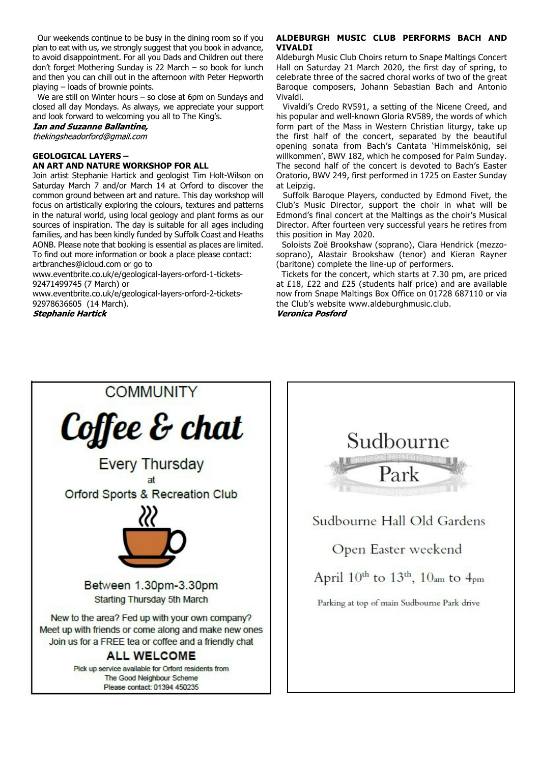Our weekends continue to be busy in the dining room so if you plan to eat with us, we strongly suggest that you book in advance, to avoid disappointment. For all you Dads and Children out there don't forget Mothering Sunday is 22 March – so book for lunch and then you can chill out in the afternoon with Peter Hepworth playing – loads of brownie points.

We are still on Winter hours – so close at 6pm on Sundays and closed all day Mondays. As always, we appreciate your support and look forward to welcoming you all to The King's.

***Ian and Suzanne Ballantine,***
*thekingsheadorford@gmail.com*

### GEOLOGICAL LAYERS – AN ART AND NATURE WORKSHOP FOR ALL

Join artist Stephanie Hartick and geologist Tim Holt-Wilson on Saturday March 7 and/or March 14 at Orford to discover the common ground between art and nature. This day workshop will focus on artistically exploring the colours, textures and patterns in the natural world, using local geology and plant forms as our sources of inspiration. The day is suitable for all ages including families, and has been kindly funded by Suffolk Coast and Heaths AONB. Please note that booking is essential as places are limited. To find out more information or book a place please contact: artbranches@icloud.com or go to
www.eventbrite.co.uk/e/geological-layers-orford-1-tickets-92471499745 (7 March) or
www.eventbrite.co.uk/e/geological-layers-orford-2-tickets-92978636605 (14 March).

***Stephanie Hartick***

### ALDEBURGH MUSIC CLUB PERFORMS BACH AND VIVALDI

Aldeburgh Music Club Choirs return to Snape Maltings Concert Hall on Saturday 21 March 2020, the first day of spring, to celebrate three of the sacred choral works of two of the great Baroque composers, Johann Sebastian Bach and Antonio Vivaldi.

Vivaldi's Credo RV591, a setting of the Nicene Creed, and his popular and well-known Gloria RV589, the words of which form part of the Mass in Western Christian liturgy, take up the first half of the concert, separated by the beautiful opening sonata from Bach's Cantata 'Himmelskönig, sei willkommen', BWV 182, which he composed for Palm Sunday. The second half of the concert is devoted to Bach's Easter Oratorio, BWV 249, first performed in 1725 on Easter Sunday at Leipzig.

Suffolk Baroque Players, conducted by Edmond Fivet, the Club's Music Director, support the choir in what will be Edmond's final concert at the Maltings as the choir's Musical Director. After fourteen very successful years he retires from this position in May 2020.

Soloists Zoë Brookshaw (soprano), Ciara Hendrick (mezzo-soprano), Alastair Brookshaw (tenor) and Kieran Rayner (baritone) complete the line-up of performers.

Tickets for the concert, which starts at 7.30 pm, are priced at £18, £22 and £25 (students half price) and are available now from Snape Maltings Box Office on 01728 687110 or via the Club's website www.aldeburghmusic.club.

***Veronica Posford***

COMMUNITY

**Coffee & chat**

Every Thursday
at
Orford Sports & Recreation Club

Between 1.30pm-3.30pm
Starting Thursday 5th March

New to the area? Fed up with your own company?
Meet up with friends or come along and make new ones
Join us for a FREE tea or coffee and a friendly chat

**ALL WELCOME**

Pick up service available for Orford residents from
The Good Neighbour Scheme
Please contact: 01394 450235

Sudbourne Park

Sudbourne Hall Old Gardens

Open Easter weekend

April 10th to 13th, 10am to 4pm

Parking at top of main Sudbourne Park drive